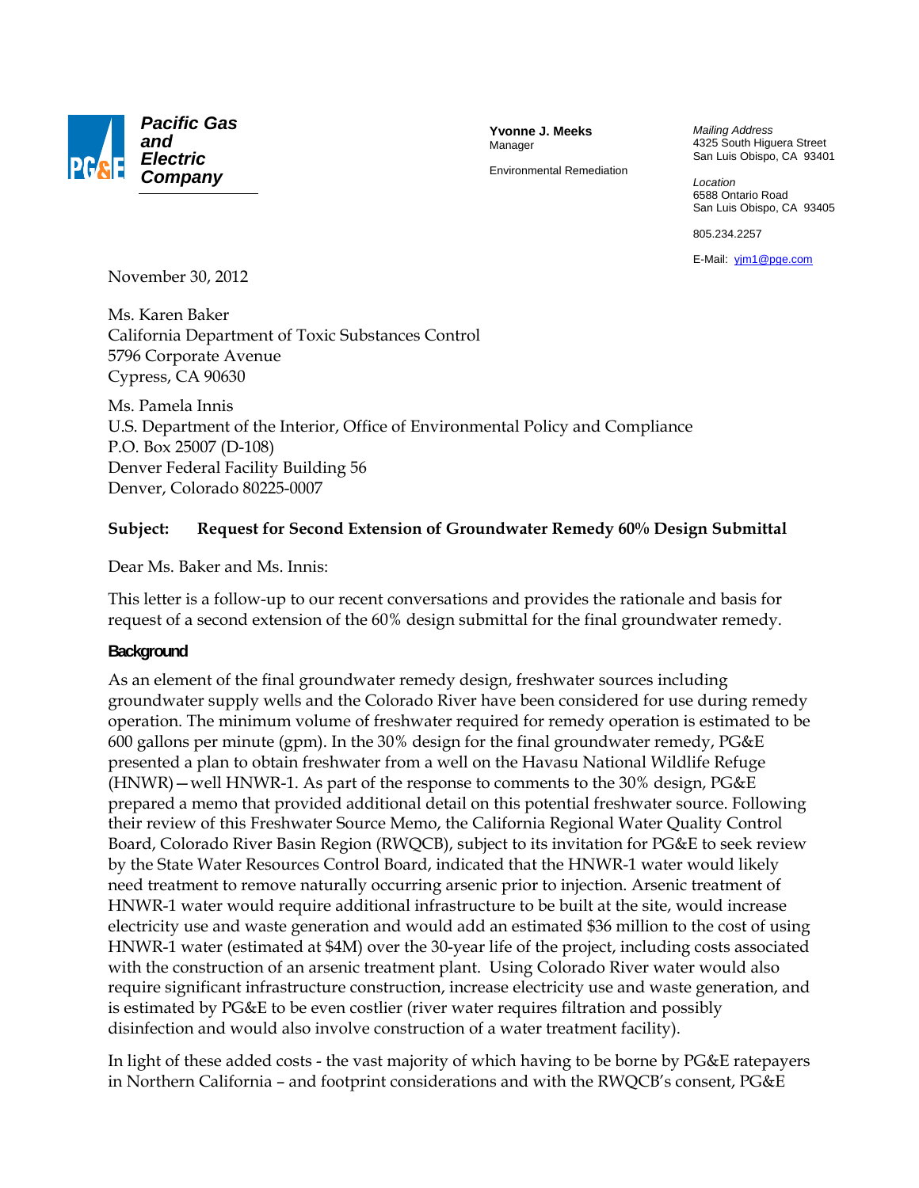**Pacific Gas and Electric Company**

**Yvonne J. Meeks**
Manager

Environmental Remediation

*Mailing Address*
4325 South Higuera Street
San Luis Obispo, CA 93401

*Location*
6588 Ontario Road
San Luis Obispo, CA 93405

805.234.2257

E-Mail: yjm1@pge.com

November 30, 2012

Ms. Karen Baker
California Department of Toxic Substances Control
5796 Corporate Avenue
Cypress, CA 90630

Ms. Pamela Innis
U.S. Department of the Interior, Office of Environmental Policy and Compliance
P.O. Box 25007 (D-108)
Denver Federal Facility Building 56
Denver, Colorado 80225-0007

**Subject: Request for Second Extension of Groundwater Remedy 60% Design Submittal**

Dear Ms. Baker and Ms. Innis:

This letter is a follow-up to our recent conversations and provides the rationale and basis for request of a second extension of the 60% design submittal for the final groundwater remedy.

## Background

As an element of the final groundwater remedy design, freshwater sources including groundwater supply wells and the Colorado River have been considered for use during remedy operation. The minimum volume of freshwater required for remedy operation is estimated to be 600 gallons per minute (gpm). In the 30% design for the final groundwater remedy, PG&E presented a plan to obtain freshwater from a well on the Havasu National Wildlife Refuge (HNWR)—well HNWR-1. As part of the response to comments to the 30% design, PG&E prepared a memo that provided additional detail on this potential freshwater source. Following their review of this Freshwater Source Memo, the California Regional Water Quality Control Board, Colorado River Basin Region (RWQCB), subject to its invitation for PG&E to seek review by the State Water Resources Control Board, indicated that the HNWR-1 water would likely need treatment to remove naturally occurring arsenic prior to injection. Arsenic treatment of HNWR-1 water would require additional infrastructure to be built at the site, would increase electricity use and waste generation and would add an estimated $36 million to the cost of using HNWR-1 water (estimated at $4M) over the 30-year life of the project, including costs associated with the construction of an arsenic treatment plant. Using Colorado River water would also require significant infrastructure construction, increase electricity use and waste generation, and is estimated by PG&E to be even costlier (river water requires filtration and possibly disinfection and would also involve construction of a water treatment facility).

In light of these added costs - the vast majority of which having to be borne by PG&E ratepayers in Northern California – and footprint considerations and with the RWQCB's consent, PG&E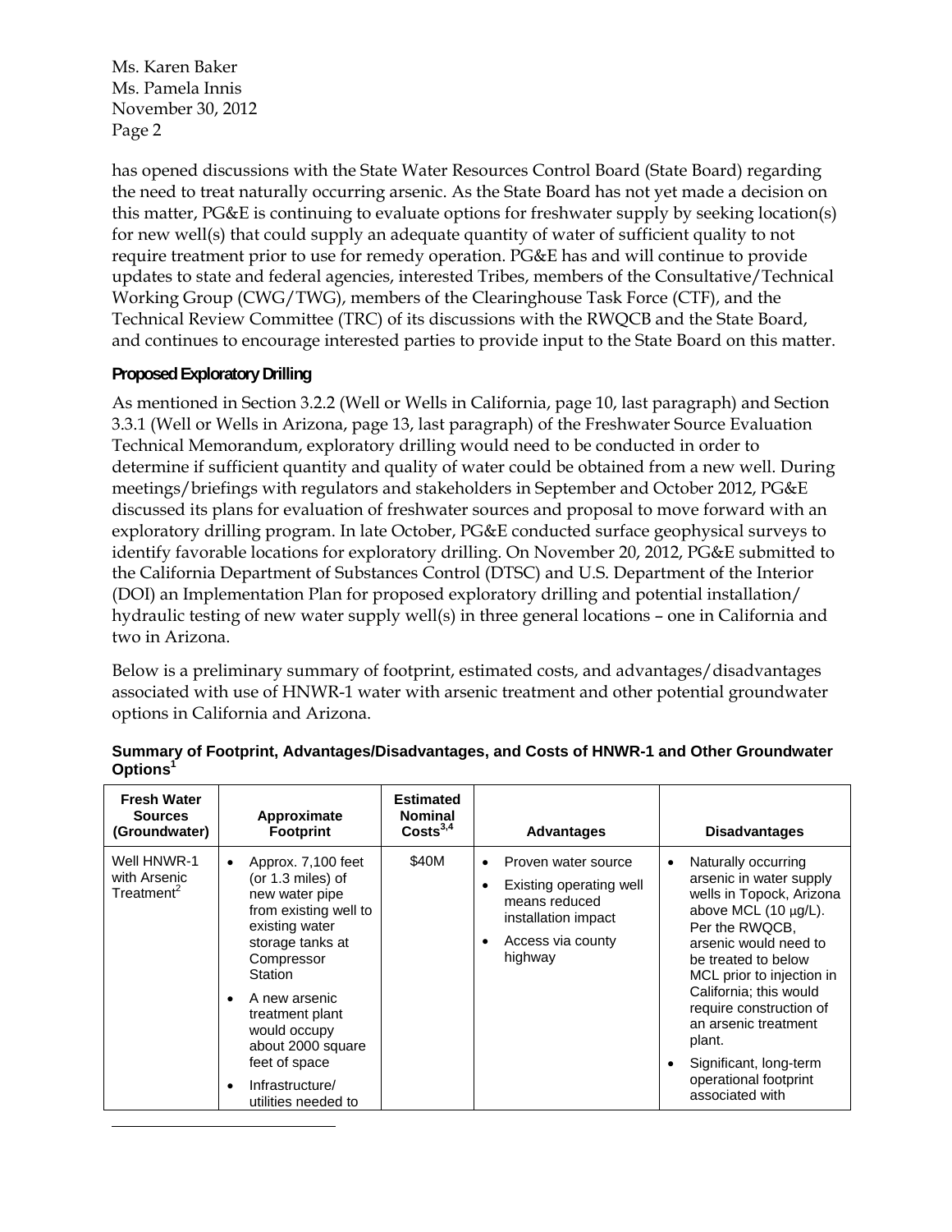has opened discussions with the State Water Resources Control Board (State Board) regarding the need to treat naturally occurring arsenic. As the State Board has not yet made a decision on this matter, PG&E is continuing to evaluate options for freshwater supply by seeking location(s) for new well(s) that could supply an adequate quantity of water of sufficient quality to not require treatment prior to use for remedy operation. PG&E has and will continue to provide updates to state and federal agencies, interested Tribes, members of the Consultative/Technical Working Group (CWG/TWG), members of the Clearinghouse Task Force (CTF), and the Technical Review Committee (TRC) of its discussions with the RWQCB and the State Board, and continues to encourage interested parties to provide input to the State Board on this matter.

## Proposed Exploratory Drilling

As mentioned in Section 3.2.2 (Well or Wells in California, page 10, last paragraph) and Section 3.3.1 (Well or Wells in Arizona, page 13, last paragraph) of the Freshwater Source Evaluation Technical Memorandum, exploratory drilling would need to be conducted in order to determine if sufficient quantity and quality of water could be obtained from a new well. During meetings/briefings with regulators and stakeholders in September and October 2012, PG&E discussed its plans for evaluation of freshwater sources and proposal to move forward with an exploratory drilling program. In late October, PG&E conducted surface geophysical surveys to identify favorable locations for exploratory drilling. On November 20, 2012, PG&E submitted to the California Department of Substances Control (DTSC) and U.S. Department of the Interior (DOI) an Implementation Plan for proposed exploratory drilling and potential installation/hydraulic testing of new water supply well(s) in three general locations – one in California and two in Arizona.

Below is a preliminary summary of footprint, estimated costs, and advantages/disadvantages associated with use of HNWR-1 water with arsenic treatment and other potential groundwater options in California and Arizona.

**Summary of Footprint, Advantages/Disadvantages, and Costs of HNWR-1 and Other Groundwater Options[1]**

| Fresh Water Sources (Groundwater) | Approximate Footprint | Estimated Nominal Costs[3,4] | Advantages | Disadvantages |
|---|---|---|---|---|
| Well HNWR-1 with Arsenic Treatment[2] | • Approx. 7,100 feet (or 1.3 miles) of new water pipe from existing well to existing water storage tanks at Compressor Station<br>• A new arsenic treatment plant would occupy about 2000 square feet of space<br>• Infrastructure/ utilities needed to | $40M | • Proven water source<br>• Existing operating well means reduced installation impact<br>• Access via county highway | • Naturally occurring arsenic in water supply wells in Topock, Arizona above MCL (10 μg/L). Per the RWQCB, arsenic would need to be treated to below MCL prior to injection in California; this would require construction of an arsenic treatment plant.<br>• Significant, long-term operational footprint associated with |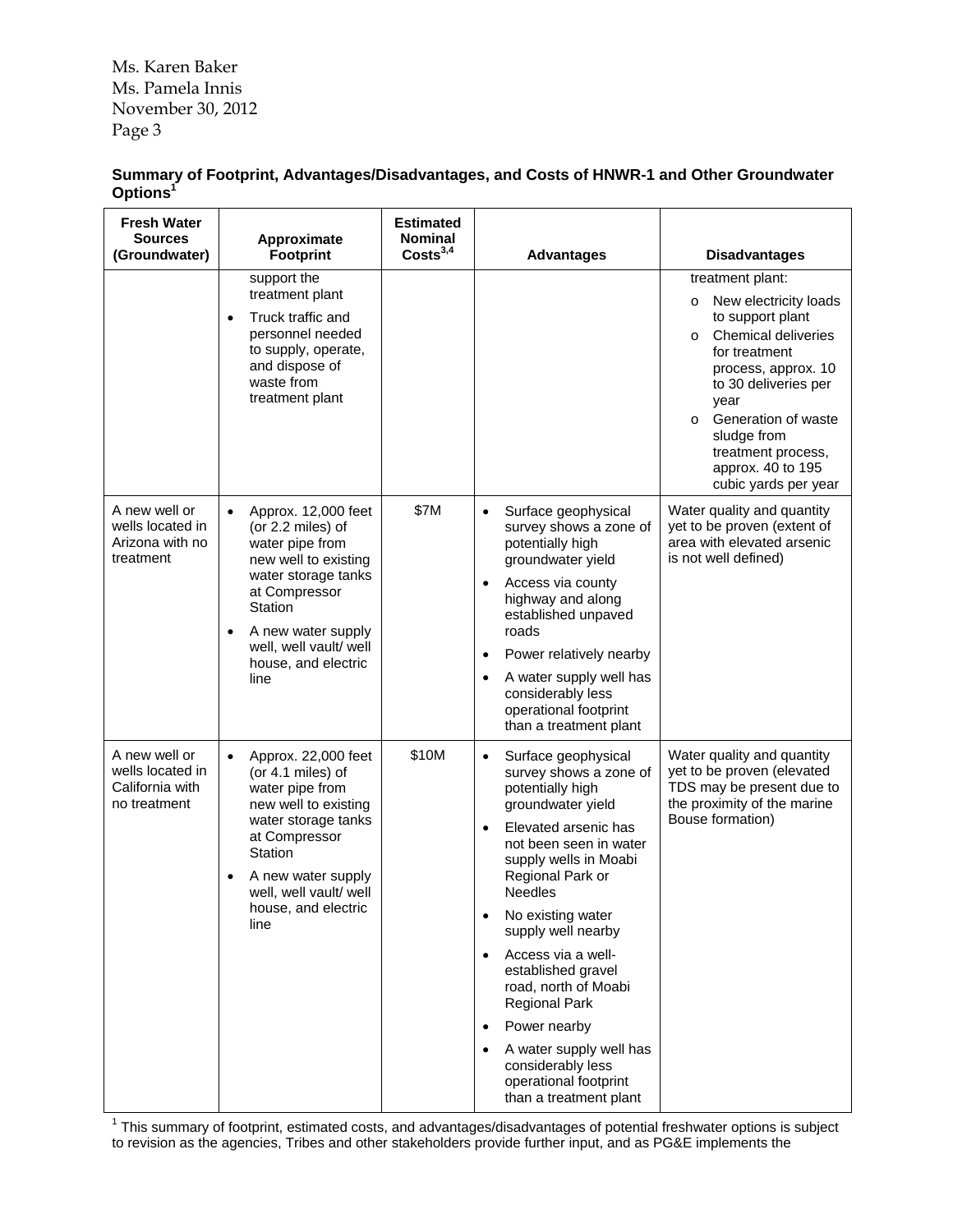Ms. Karen Baker
Ms. Pamela Innis
November 30, 2012
Page 3

**Summary of Footprint, Advantages/Disadvantages, and Costs of HNWR-1 and Other Groundwater Options[1]**

| Fresh Water Sources (Groundwater) | Approximate Footprint | Estimated Nominal Costs[3,4] | Advantages | Disadvantages |
|---|---|---|---|---|
| | support the treatment plant<br>• Truck traffic and personnel needed to supply, operate, and dispose of waste from treatment plant | | | treatment plant:<br>o New electricity loads to support plant<br>o Chemical deliveries for treatment process, approx. 10 to 30 deliveries per year<br>o Generation of waste sludge from treatment process, approx. 40 to 195 cubic yards per year |
| A new well or wells located in Arizona with no treatment | • Approx. 12,000 feet (or 2.2 miles) of water pipe from new well to existing water storage tanks at Compressor Station<br>• A new water supply well, well vault/ well house, and electric line | $7M | • Surface geophysical survey shows a zone of potentially high groundwater yield<br>• Access via county highway and along established unpaved roads<br>• Power relatively nearby<br>• A water supply well has considerably less operational footprint than a treatment plant | Water quality and quantity yet to be proven (extent of area with elevated arsenic is not well defined) |
| A new well or wells located in California with no treatment | • Approx. 22,000 feet (or 4.1 miles) of water pipe from new well to existing water storage tanks at Compressor Station<br>• A new water supply well, well vault/ well house, and electric line | $10M | • Surface geophysical survey shows a zone of potentially high groundwater yield<br>• Elevated arsenic has not been seen in water supply wells in Moabi Regional Park or Needles<br>• No existing water supply well nearby<br>• Access via a well-established gravel road, north of Moabi Regional Park<br>• Power nearby<br>• A water supply well has considerably less operational footprint than a treatment plant | Water quality and quantity yet to be proven (elevated TDS may be present due to the proximity of the marine Bouse formation) |

[1] This summary of footprint, estimated costs, and advantages/disadvantages of potential freshwater options is subject to revision as the agencies, Tribes and other stakeholders provide further input, and as PG&E implements the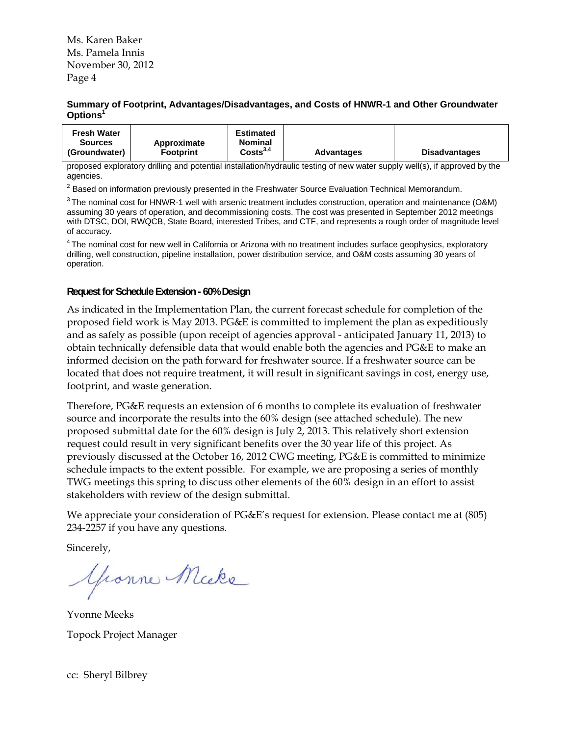Ms. Karen Baker
Ms. Pamela Innis
November 30, 2012

**Summary of Footprint, Advantages/Disadvantages, and Costs of HNWR-1 and Other Groundwater Options[1]**

| Fresh Water Sources (Groundwater) | Approximate Footprint | Estimated Nominal Costs[3,4] | Advantages | Disadvantages |
|---|---|---|---|---|

proposed exploratory drilling and potential installation/hydraulic testing of new water supply well(s), if approved by the agencies.

[2] Based on information previously presented in the Freshwater Source Evaluation Technical Memorandum.

[3] The nominal cost for HNWR-1 well with arsenic treatment includes construction, operation and maintenance (O&M) assuming 30 years of operation, and decommissioning costs. The cost was presented in September 2012 meetings with DTSC, DOI, RWQCB, State Board, interested Tribes, and CTF, and represents a rough order of magnitude level of accuracy.

[4] The nominal cost for new well in California or Arizona with no treatment includes surface geophysics, exploratory drilling, well construction, pipeline installation, power distribution service, and O&M costs assuming 30 years of operation.

**Request for Schedule Extension - 60% Design**

As indicated in the Implementation Plan, the current forecast schedule for completion of the proposed field work is May 2013. PG&E is committed to implement the plan as expeditiously and as safely as possible (upon receipt of agencies approval - anticipated January 11, 2013) to obtain technically defensible data that would enable both the agencies and PG&E to make an informed decision on the path forward for freshwater source. If a freshwater source can be located that does not require treatment, it will result in significant savings in cost, energy use, footprint, and waste generation.

Therefore, PG&E requests an extension of 6 months to complete its evaluation of freshwater source and incorporate the results into the 60% design (see attached schedule). The new proposed submittal date for the 60% design is July 2, 2013. This relatively short extension request could result in very significant benefits over the 30 year life of this project. As previously discussed at the October 16, 2012 CWG meeting, PG&E is committed to minimize schedule impacts to the extent possible. For example, we are proposing a series of monthly TWG meetings this spring to discuss other elements of the 60% design in an effort to assist stakeholders with review of the design submittal.

We appreciate your consideration of PG&E's request for extension. Please contact me at (805) 234-2257 if you have any questions.

Sincerely,

Yvonne Meeks

Yvonne Meeks
Topock Project Manager

cc: Sheryl Bilbrey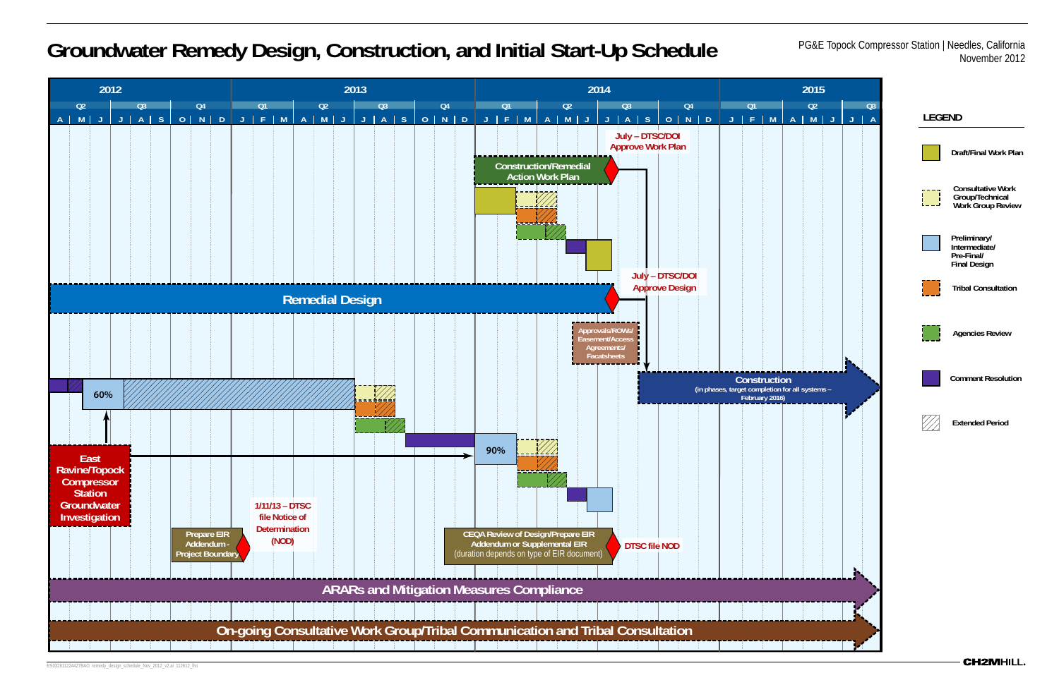# Groundwater Remedy Design, Construction, and Initial Start-Up Schedule

PG&E Topock Compressor Station | Needles, California
November 2012

2012 2013 2014 2015

Q2 Q3 Q4 Q1 Q2 Q3 Q4 Q1 Q2 Q3 Q4 Q1 Q2 Q3

A M J J A S O N D J F M A M J J A S O N D J F M A M J J A S O N D J F M A M J J A

July – DTSC/DOI Approve Work Plan

Construction/Remedial Action Work Plan

July – DTSC/DOI Approve Design

Remedial Design

Approvals/ROWs/ Easement/Access Agreements/ Facatsheets

Construction (in phases, target completion for all systems – February 2016)

60%

90%

East Ravine/Topock Compressor Station Groundwater Investigation

1/11/13 – DTSC file Notice of Determination (NOD)

Prepare EIR Addendum - Project Boundary

CEQA Review of Design/Prepare EIR Addendum or Supplemental EIR (duration depends on type of EIR document)

DTSC file NOD

ARARs and Mitigation Measures Compliance

On-going Consultative Work Group/Tribal Communication and Tribal Consultation

**LEGEND**

- Draft/Final Work Plan
- Consultative Work Group/Technical Work Group Review
- Preliminary/ Intermediate/ Pre-Final/ Final Design
- Tribal Consultation
- Agencies Review
- Comment Resolution
- Extended Period

ES032811224427BAO remedy_design_schedule_Nov_2012_v2.ai 112612_lho

CH2MHILL.